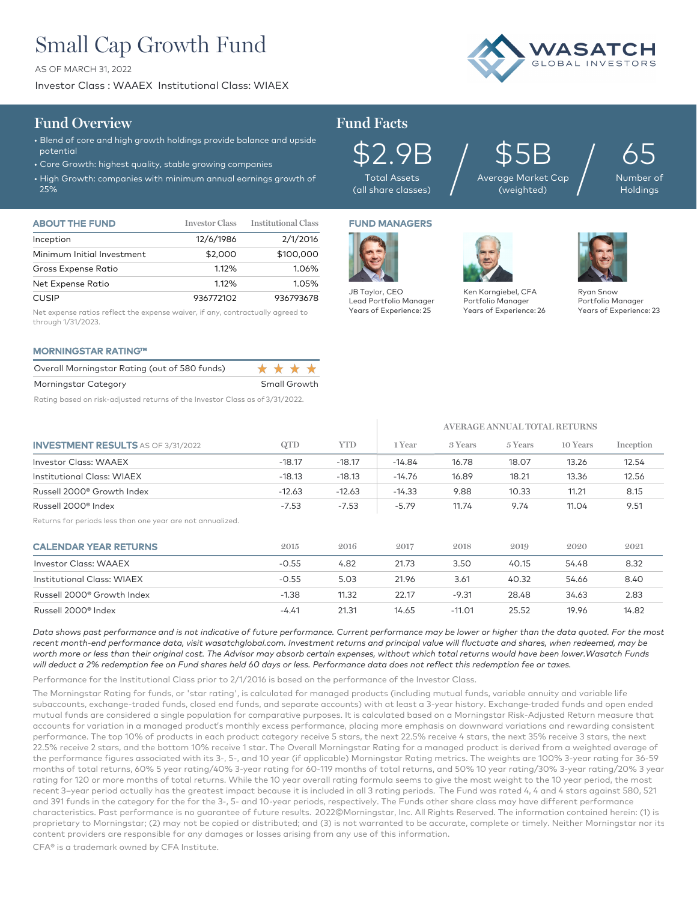# Small Cap Growth Fund

AS OF MARCH 31, 2022

Investor Class : WAAEX Institutional Class: WIAEX

WASATCH GLOBAL INVESTORS

## Fund Overview

- Blend of core and high growth holdings provide balance and upside potential
- Core Growth: highest quality, stable growing companies
- High Growth: companies with minimum annual earnings growth of 25%

## Fund Facts

| $2.9B | $5B | 65 |
|---|---|---|
| Total Assets (all share classes) | Average Market Cap (weighted) | Number of Holdings |

### ABOUT THE FUND

| | Investor Class | Institutional Class |
|---|---|---|
| Inception | 12/6/1986 | 2/1/2016 |
| Minimum Initial Investment | $2,000 | $100,000 |
| Gross Expense Ratio | 1.12% | 1.06% |
| Net Expense Ratio | 1.12% | 1.05% |
| CUSIP | 936772102 | 936793678 |

Net expense ratios reflect the expense waiver, if any, contractually agreed to through 1/31/2023.

### FUND MANAGERS

JB Taylor, CEO
Lead Portfolio Manager
Years of Experience: 25

Ken Korngiebel, CFA
Portfolio Manager
Years of Experience: 26

Ryan Snow
Portfolio Manager
Years of Experience: 23

### MORNINGSTAR RATING™

| | |
|---|---|
| Overall Morningstar Rating (out of 580 funds) | ★★★★ |
| Morningstar Category | Small Growth |

Rating based on risk-adjusted returns of the Investor Class as of 3/31/2022.

### INVESTMENT RESULTS AS OF 3/31/2022

| | | | AVERAGE ANNUAL TOTAL RETURNS | | | | |
|---|---|---|---|---|---|---|---|
| | QTD | YTD | 1 Year | 3 Years | 5 Years | 10 Years | Inception |
| Investor Class: WAAEX | -18.17 | -18.17 | -14.84 | 16.78 | 18.07 | 13.26 | 12.54 |
| Institutional Class: WIAEX | -18.13 | -18.13 | -14.76 | 16.89 | 18.21 | 13.36 | 12.56 |
| Russell 2000® Growth Index | -12.63 | -12.63 | -14.33 | 9.88 | 10.33 | 11.21 | 8.15 |
| Russell 2000® Index | -7.53 | -7.53 | -5.79 | 11.74 | 9.74 | 11.04 | 9.51 |

Returns for periods less than one year are not annualized.

### CALENDAR YEAR RETURNS

| | 2015 | 2016 | 2017 | 2018 | 2019 | 2020 | 2021 |
|---|---|---|---|---|---|---|---|
| Investor Class: WAAEX | -0.55 | 4.82 | 21.73 | 3.50 | 40.15 | 54.48 | 8.32 |
| Institutional Class: WIAEX | -0.55 | 5.03 | 21.96 | 3.61 | 40.32 | 54.66 | 8.40 |
| Russell 2000® Growth Index | -1.38 | 11.32 | 22.17 | -9.31 | 28.48 | 34.63 | 2.83 |
| Russell 2000® Index | -4.41 | 21.31 | 14.65 | -11.01 | 25.52 | 19.96 | 14.82 |

*Data shows past performance and is not indicative of future performance. Current performance may be lower or higher than the data quoted. For the most recent month-end performance data, visit wasatchglobal.com. Investment returns and principal value will fluctuate and shares, when redeemed, may be worth more or less than their original cost. The Advisor may absorb certain expenses, without which total returns would have been lower.Wasatch Funds will deduct a 2% redemption fee on Fund shares held 60 days or less. Performance data does not reflect this redemption fee or taxes.*

Performance for the Institutional Class prior to 2/1/2016 is based on the performance of the Investor Class.

The Morningstar Rating for funds, or 'star rating', is calculated for managed products (including mutual funds, variable annuity and variable life subaccounts, exchange-traded funds, closed end funds, and separate accounts) with at least a 3-year history. Exchange-traded funds and open ended mutual funds are considered a single population for comparative purposes. It is calculated based on a Morningstar Risk-Adjusted Return measure that accounts for variation in a managed product's monthly excess performance, placing more emphasis on downward variations and rewarding consistent performance. The top 10% of products in each product category receive 5 stars, the next 22.5% receive 4 stars, the next 35% receive 3 stars, the next 22.5% receive 2 stars, and the bottom 10% receive 1 star. The Overall Morningstar Rating for a managed product is derived from a weighted average of the performance figures associated with its 3-, 5-, and 10 year (if applicable) Morningstar Rating metrics. The weights are 100% 3-year rating for 36-59 months of total returns, 60% 5 year rating/40% 3-year rating for 60-119 months of total returns, and 50% 10 year rating/30% 3-year rating/20% 3 year rating for 120 or more months of total returns. While the 10 year overall rating formula seems to give the most weight to the 10 year period, the most recent 3–year period actually has the greatest impact because it is included in all 3 rating periods. The Fund was rated 4, 4 and 4 stars against 580, 521 and 391 funds in the category for the for the 3-, 5- and 10-year periods, respectively. The Funds other share class may have different performance characteristics. Past performance is no guarantee of future results. 2022©Morningstar, Inc. All Rights Reserved. The information contained herein: (1) is proprietary to Morningstar; (2) may not be copied or distributed; and (3) is not warranted to be accurate, complete or timely. Neither Morningstar nor its content providers are responsible for any damages or losses arising from any use of this information.

CFA® is a trademark owned by CFA Institute.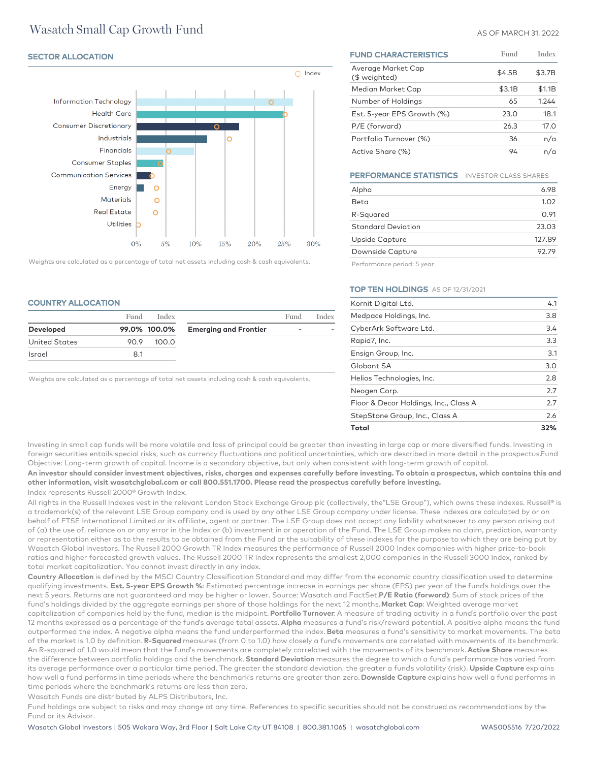# Wasatch Small Cap Growth Fund

AS OF MARCH 31, 2022

## SECTOR ALLOCATION

Index

Information Technology
Health Care
Consumer Discretionary
Industrials
Financials
Consumer Staples
Communication Services
Energy
Materials
Real Estate
Utilities

0% 5% 10% 15% 20% 25% 30%

Weights are calculated as a percentage of total net assets including cash & cash equivalents.

## FUND CHARACTERISTICS

| | Fund | Index |
|---|---|---|
| Average Market Cap ($ weighted) | $4.5B | $3.7B |
| Median Market Cap | $3.1B | $1.1B |
| Number of Holdings | 65 | 1,244 |
| Est. 5-year EPS Growth (%) | 23.0 | 18.1 |
| P/E (forward) | 26.3 | 17.0 |
| Portfolio Turnover (%) | 36 | n/a |
| Active Share (%) | 94 | n/a |

## PERFORMANCE STATISTICS INVESTOR CLASS SHARES

| | |
|---|---|
| Alpha | 6.98 |
| Beta | 1.02 |
| R-Squared | 0.91 |
| Standard Deviation | 23.03 |
| Upside Capture | 127.89 |
| Downside Capture | 92.79 |

Performance period: 5 year

## COUNTRY ALLOCATION

| | Fund | Index | | Fund | Index |
|---|---|---|---|---|---|
| **Developed** | **99.0%** | **100.0%** | **Emerging and Frontier** | - | - |
| United States | 90.9 | 100.0 | | | |
| Israel | 8.1 | | | | |

Weights are calculated as a percentage of total net assets including cash & cash equivalents.

## TOP TEN HOLDINGS AS OF 12/31/2021

| | |
|---|---|
| Kornit Digital Ltd. | 4.1 |
| Medpace Holdings, Inc. | 3.8 |
| CyberArk Software Ltd. | 3.4 |
| Rapid7, Inc. | 3.3 |
| Ensign Group, Inc. | 3.1 |
| Globant SA | 3.0 |
| Helios Technologies, Inc. | 2.8 |
| Neogen Corp. | 2.7 |
| Floor & Decor Holdings, Inc., Class A | 2.7 |
| StepStone Group, Inc., Class A | 2.6 |
| **Total** | **32%** |

Investing in small cap funds will be more volatile and loss of principal could be greater than investing in large cap or more diversified funds. Investing in foreign securities entails special risks, such as currency fluctuations and political uncertainties, which are described in more detail in the prospectus.Fund Objective: Long-term growth of capital. Income is a secondary objective, but only when consistent with long-term growth of capital.

**An investor should consider investment objectives, risks, charges and expenses carefully before investing. To obtain a prospectus, which contains this and other information, visit wasatchglobal.com or call 800.551.1700. Please read the prospectus carefully before investing.**

Index represents Russell 2000® Growth Index.

All rights in the Russell Indexes vest in the relevant London Stock Exchange Group plc (collectively, the"LSE Group"), which owns these indexes. Russell® is a trademark(s) of the relevant LSE Group company and is used by any other LSE Group company under license. These indexes are calculated by or on behalf of FTSE International Limited or its affiliate, agent or partner. The LSE Group does not accept any liability whatsoever to any person arising out of (a) the use of, reliance on or any error in the Index or (b) investment in or operation of the Fund. The LSE Group makes no claim, prediction, warranty or representation either as to the results to be obtained from the Fund or the suitability of these indexes for the purpose to which they are being put by Wasatch Global Investors. The Russell 2000 Growth TR Index measures the performance of Russell 2000 Index companies with higher price-to-book ratios and higher forecasted growth values. The Russell 2000 TR Index represents the smallest 2,000 companies in the Russell 3000 Index, ranked by total market capitalization. You cannot invest directly in any index.

**Country Allocation** is defined by the MSCI Country Classification Standard and may differ from the economic country classification used to determine qualifying investments. **Est. 5-year EPS Growth %**: Estimated percentage increase in earnings per share (EPS) per year of the fund's holdings over the next 5 years. Returns are not guaranteed and may be higher or lower. Source: Wasatch and FactSet.**P/E Ratio (forward)**: Sum of stock prices of the fund's holdings divided by the aggregate earnings per share of those holdings for the next 12 months.**Market Cap**: Weighted average market capitalization of companies held by the fund, median is the midpoint. **Portfolio Turnover**: A measure of trading activity in a fund's portfolio over the past 12 months expressed as a percentage of the fund's average total assets. **Alpha** measures a fund's risk/reward potential. A positive alpha means the fund outperformed the index. A negative alpha means the fund underperformed the index. **Beta** measures a fund's sensitivity to market movements. The beta of the market is 1.0 by definition. **R-Squared** measures (from 0 to 1.0) how closely a fund's movements are correlated with movements of its benchmark. An R-squared of 1.0 would mean that the fund's movements are completely correlated with the movements of its benchmark. **Active Share** measures the difference between portfolio holdings and the benchmark. **Standard Deviation** measures the degree to which a fund's performance has varied from its average performance over a particular time period. The greater the standard deviation, the greater a funds volatility (risk). **Upside Capture** explains how well a fund performs in time periods where the benchmark's returns are greater than zero. **Downside Capture** explains how well a fund performs in time periods where the benchmark's returns are less than zero.

Wasatch Funds are distributed by ALPS Distributors, Inc.

Fund holdings are subject to risks and may change at any time. References to specific securities should not be construed as recommendations by the Fund or its Advisor.

Wasatch Global Investors | 505 Wakara Way, 3rd Floor | Salt Lake City UT 84108 | 800.381.1065 | wasatchglobal.com WAS005516 7/20/2022